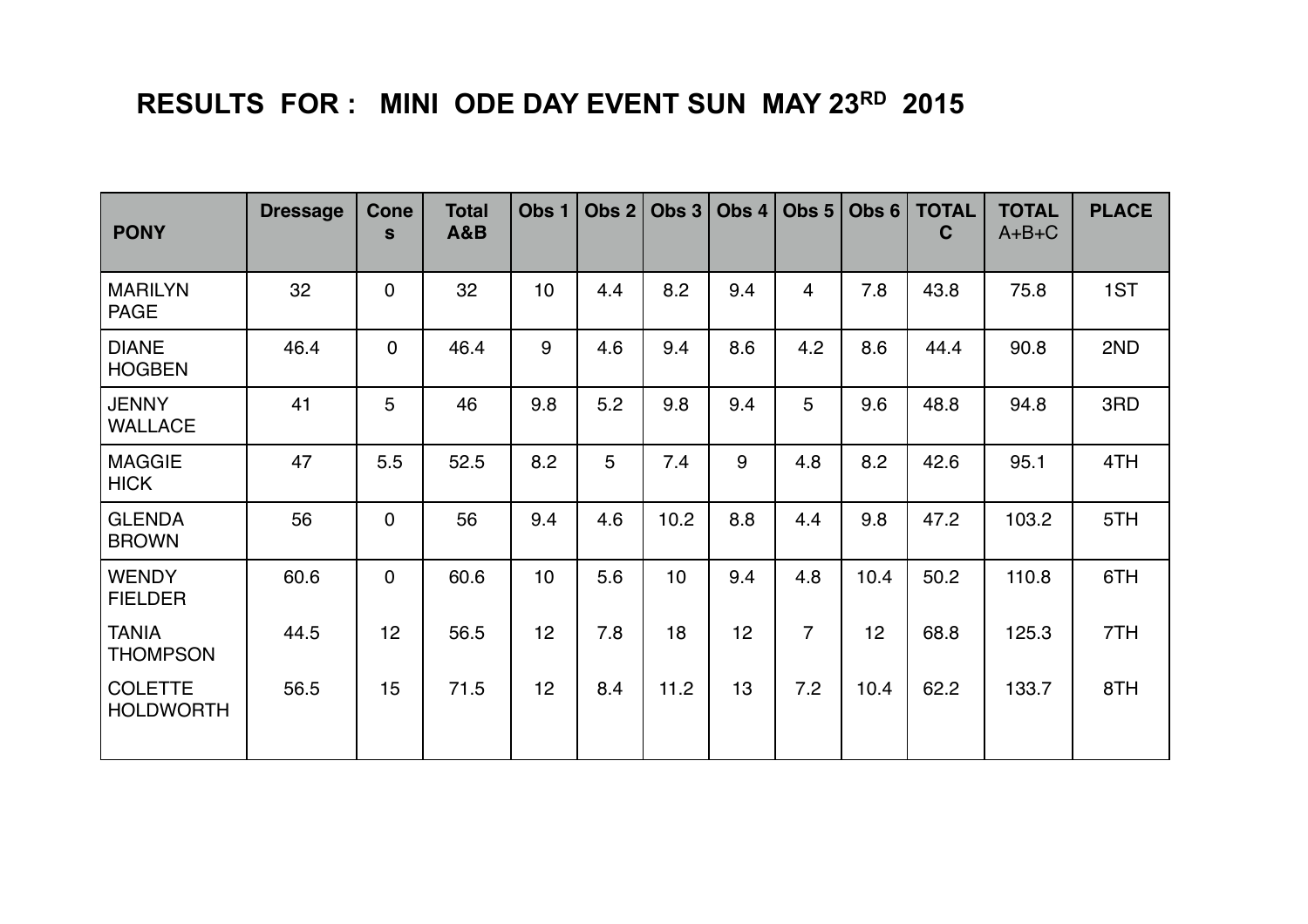# RESULTS FOR : MINI ODE DAY EVENT SUN MAY 23RD 2015

| PONY | Dressage | Cones | Total A&B | Obs 1 | Obs 2 | Obs 3 | Obs 4 | Obs 5 | Obs 6 | TOTAL C | TOTAL A+B+C | PLACE |
|---|---|---|---|---|---|---|---|---|---|---|---|---|
| MARILYN PAGE | 32 | 0 | 32 | 10 | 4.4 | 8.2 | 9.4 | 4 | 7.8 | 43.8 | 75.8 | 1ST |
| DIANE HOGBEN | 46.4 | 0 | 46.4 | 9 | 4.6 | 9.4 | 8.6 | 4.2 | 8.6 | 44.4 | 90.8 | 2ND |
| JENNY WALLACE | 41 | 5 | 46 | 9.8 | 5.2 | 9.8 | 9.4 | 5 | 9.6 | 48.8 | 94.8 | 3RD |
| MAGGIE HICK | 47 | 5.5 | 52.5 | 8.2 | 5 | 7.4 | 9 | 4.8 | 8.2 | 42.6 | 95.1 | 4TH |
| GLENDA BROWN | 56 | 0 | 56 | 9.4 | 4.6 | 10.2 | 8.8 | 4.4 | 9.8 | 47.2 | 103.2 | 5TH |
| WENDY FIELDER | 60.6 | 0 | 60.6 | 10 | 5.6 | 10 | 9.4 | 4.8 | 10.4 | 50.2 | 110.8 | 6TH |
| TANIA THOMPSON | 44.5 | 12 | 56.5 | 12 | 7.8 | 18 | 12 | 7 | 12 | 68.8 | 125.3 | 7TH |
| COLETTE HOLDWORTH | 56.5 | 15 | 71.5 | 12 | 8.4 | 11.2 | 13 | 7.2 | 10.4 | 62.2 | 133.7 | 8TH |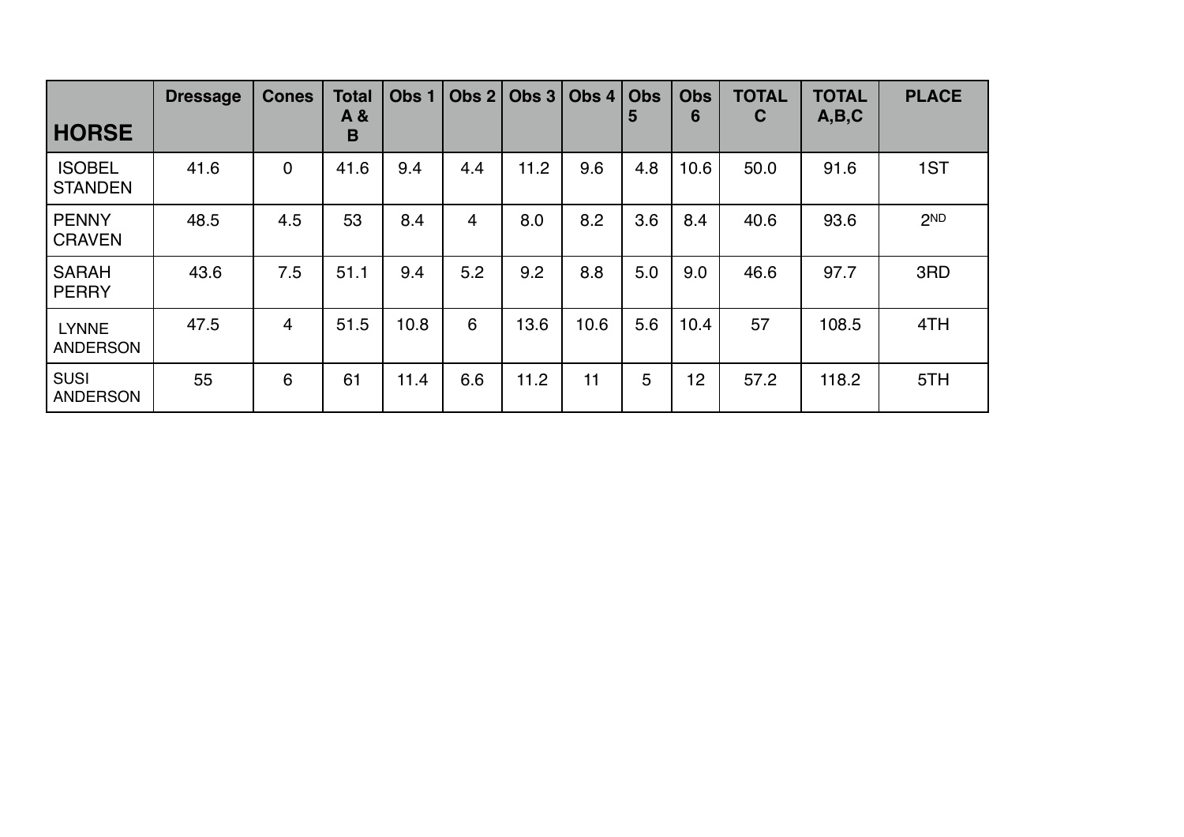| HORSE | Dressage | Cones | Total A & B | Obs 1 | Obs 2 | Obs 3 | Obs 4 | Obs 5 | Obs 6 | TOTAL C | TOTAL A,B,C | PLACE |
|---|---|---|---|---|---|---|---|---|---|---|---|---|
| ISOBEL STANDEN | 41.6 | 0 | 41.6 | 9.4 | 4.4 | 11.2 | 9.6 | 4.8 | 10.6 | 50.0 | 91.6 | 1ST |
| PENNY CRAVEN | 48.5 | 4.5 | 53 | 8.4 | 4 | 8.0 | 8.2 | 3.6 | 8.4 | 40.6 | 93.6 | 2ND |
| SARAH PERRY | 43.6 | 7.5 | 51.1 | 9.4 | 5.2 | 9.2 | 8.8 | 5.0 | 9.0 | 46.6 | 97.7 | 3RD |
| LYNNE ANDERSON | 47.5 | 4 | 51.5 | 10.8 | 6 | 13.6 | 10.6 | 5.6 | 10.4 | 57 | 108.5 | 4TH |
| SUSI ANDERSON | 55 | 6 | 61 | 11.4 | 6.6 | 11.2 | 11 | 5 | 12 | 57.2 | 118.2 | 5TH |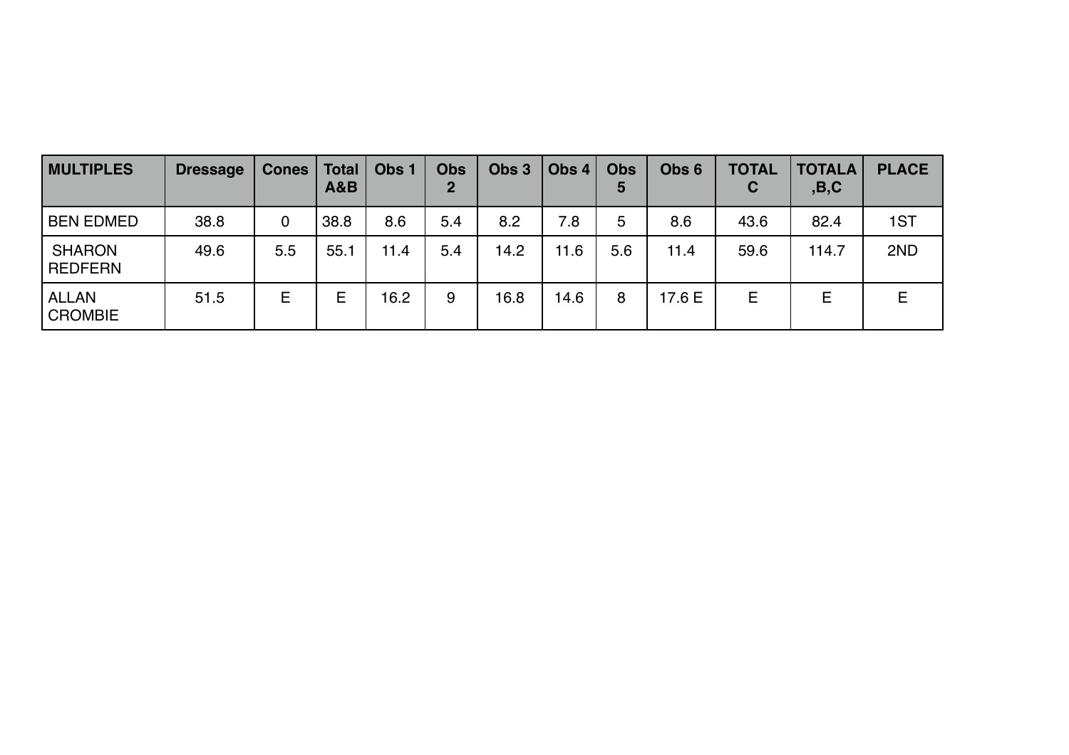| MULTIPLES | Dressage | Cones | Total A&B | Obs 1 | Obs 2 | Obs 3 | Obs 4 | Obs 5 | Obs 6 | TOTAL C | TOTALA ,B,C | PLACE |
|---|---|---|---|---|---|---|---|---|---|---|---|---|
| BEN EDMED | 38.8 | 0 | 38.8 | 8.6 | 5.4 | 8.2 | 7.8 | 5 | 8.6 | 43.6 | 82.4 | 1ST |
| SHARON REDFERN | 49.6 | 5.5 | 55.1 | 11.4 | 5.4 | 14.2 | 11.6 | 5.6 | 11.4 | 59.6 | 114.7 | 2ND |
| ALLAN CROMBIE | 51.5 | E | E | 16.2 | 9 | 16.8 | 14.6 | 8 | 17.6 E | E | E | E |